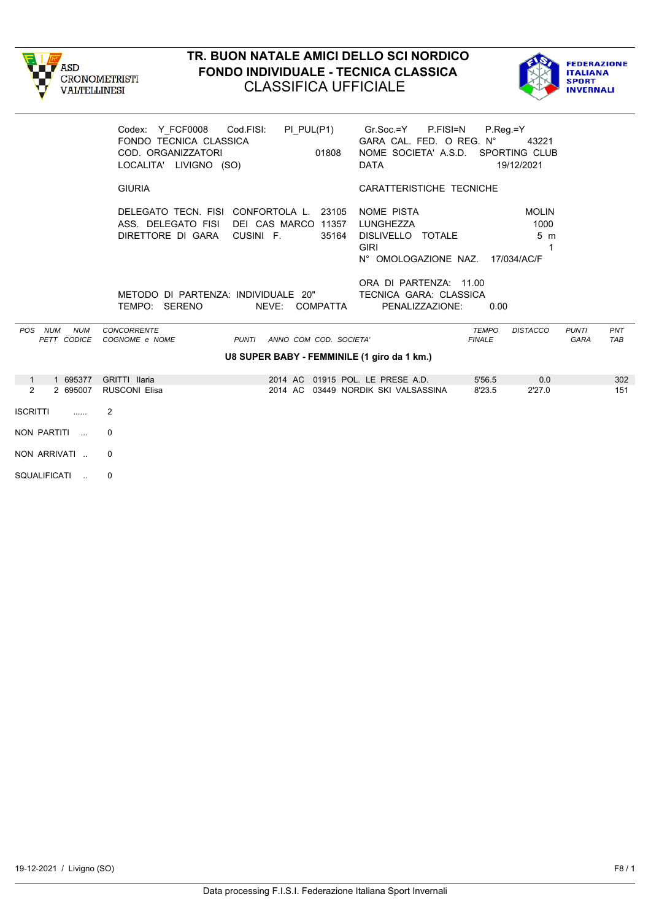ASD CRONOMETRISTI VALTELLINESI

# TR. BUON NATALE AMICI DELLO SCI NORDICO
## FONDO INDIVIDUALE - TECNICA CLASSICA
### CLASSIFICA UFFICIALE

FEDERAZIONE ITALIANA SPORT INVERNALI

Codex: Y_FCF0008 Cod.FISI: PI_PUL(P1)
FONDO TECNICA CLASSICA
COD. ORGANIZZATORI 01808
LOCALITA' LIVIGNO (SO)

Gr.Soc.=Y P.FISI=N P.Reg.=Y
GARA CAL. FED. O REG. N° 43221
NOME SOCIETA' A.S.D. SPORTING CLUB
DATA 19/12/2021

GIURIA

DELEGATO TECN. FISI CONFORTOLA L. 23105
ASS. DELEGATO FISI DEI CAS MARCO 11357
DIRETTORE DI GARA CUSINI F. 35164

CARATTERISTICHE TECNICHE

NOME PISTA MOLIN
LUNGHEZZA 1000
DISLIVELLO TOTALE 5 m
GIRI 1
N° OMOLOGAZIONE NAZ. 17/034/AC/F

METODO DI PARTENZA: INDIVIDUALE 20"
TEMPO: SERENO NEVE: COMPATTA

ORA DI PARTENZA: 11.00
TECNICA GARA: CLASSICA
PENALIZZAZIONE: 0.00

**U8 SUPER BABY - FEMMINILE (1 giro da 1 km.)**

| POS | NUM PETT | NUM CODICE | CONCORRENTE COGNOME e NOME | PUNTI | ANNO | COM | COD. SOCIETA' | TEMPO FINALE | DISTACCO | PUNTI GARA | PNT TAB |
|---|---|---|---|---|---|---|---|---|---|---|---|
| 1 | 1 | 695377 | GRITTI Ilaria | | 2014 | AC | 01915 POL. LE PRESE A.D. | 5'56.5 | 0.0 | | 302 |
| 2 | 2 | 695007 | RUSCONI Elisa | | 2014 | AC | 03449 NORDIK SKI VALSASSINA | 8'23.5 | 2'27.0 | | 151 |

ISCRITTI ...... 2

NON PARTITI ... 0

NON ARRIVATI .. 0

SQUALIFICATI .. 0

19-12-2021 / Livigno (SO)

Data processing F.I.S.I. Federazione Italiana Sport Invernali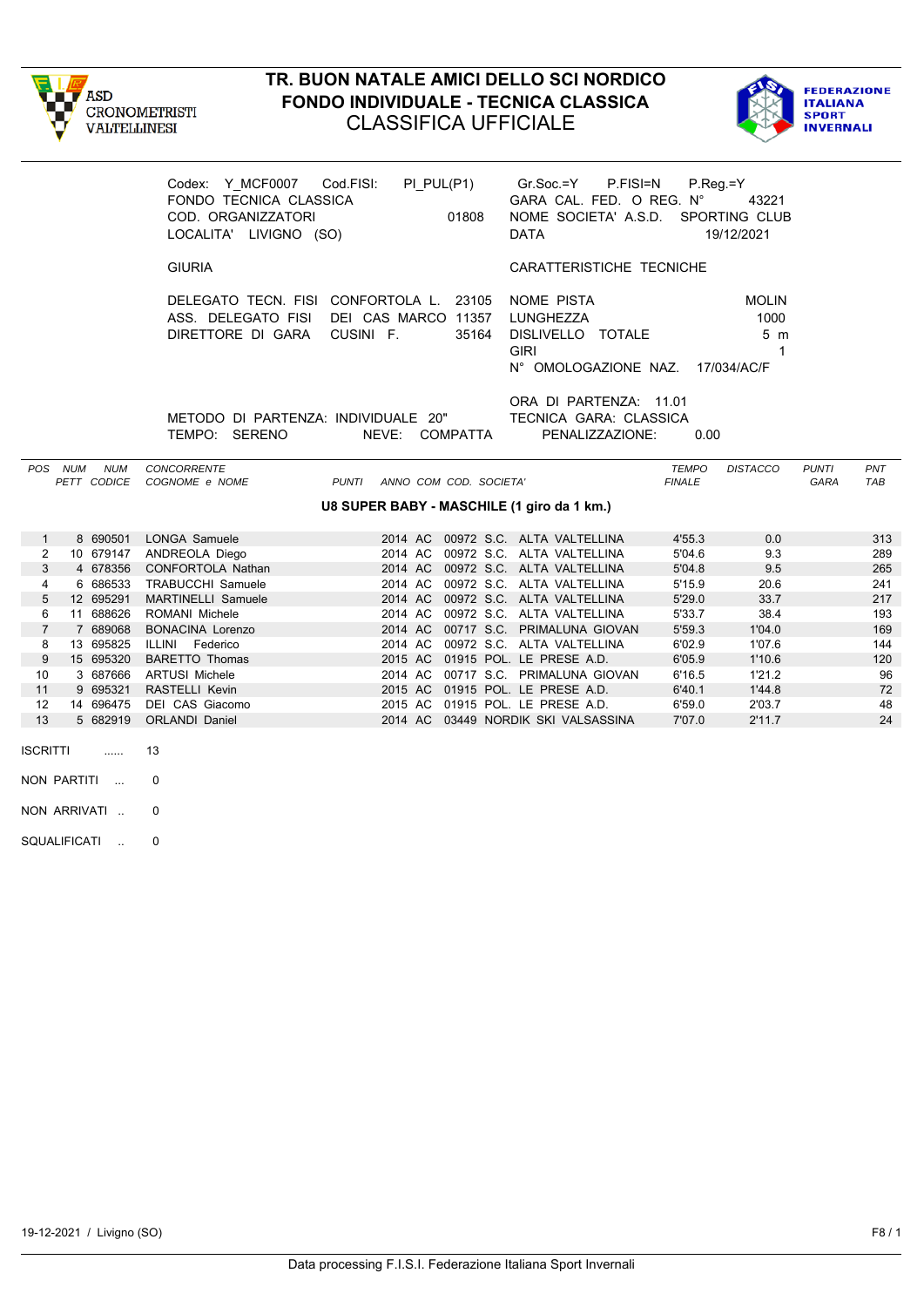ASD CRONOMETRISTI VALTELLINESI

# TR. BUON NATALE AMICI DELLO SCI NORDICO
## FONDO INDIVIDUALE - TECNICA CLASSICA
### CLASSIFICA UFFICIALE

FEDERAZIONE ITALIANA SPORT INVERNALI

Codex: Y_MCF0007 Cod.FISI: PI_PUL(P1)
FONDO TECNICA CLASSICA
COD. ORGANIZZATORI 01808
LOCALITA' LIVIGNO (SO)

Gr.Soc.=Y P.FISI=N P.Reg.=Y
GARA CAL. FED. O REG. N° 43221
NOME SOCIETA' A.S.D. SPORTING CLUB
DATA 19/12/2021

GIURIA

DELEGATO TECN. FISI CONFORTOLA L. 23105
ASS. DELEGATO FISI DEI CAS MARCO 11357
DIRETTORE DI GARA CUSINI F. 35164

CARATTERISTICHE TECNICHE

NOME PISTA MOLIN
LUNGHEZZA 1000
DISLIVELLO TOTALE 5 m
GIRI 1
N° OMOLOGAZIONE NAZ. 17/034/AC/F

METODO DI PARTENZA: INDIVIDUALE 20"
TEMPO: SERENO NEVE: COMPATTA

ORA DI PARTENZA: 11.01
TECNICA GARA: CLASSICA
PENALIZZAZIONE: 0.00

**U8 SUPER BABY - MASCHILE (1 giro da 1 km.)**

| POS | NUM PETT | NUM CODICE | CONCORRENTE COGNOME e NOME | PUNTI | ANNO | COM | COD. | SOCIETA' | TEMPO FINALE | DISTACCO | PUNTI GARA | PNT TAB |
|---|---|---|---|---|---|---|---|---|---|---|---|---|
| 1 | 8 | 690501 | LONGA Samuele | | 2014 | AC | 00972 | S.C. ALTA VALTELLINA | 4'55.3 | 0.0 | | 313 |
| 2 | 10 | 679147 | ANDREOLA Diego | | 2014 | AC | 00972 | S.C. ALTA VALTELLINA | 5'04.6 | 9.3 | | 289 |
| 3 | 4 | 678356 | CONFORTOLA Nathan | | 2014 | AC | 00972 | S.C. ALTA VALTELLINA | 5'04.8 | 9.5 | | 265 |
| 4 | 6 | 686533 | TRABUCCHI Samuele | | 2014 | AC | 00972 | S.C. ALTA VALTELLINA | 5'15.9 | 20.6 | | 241 |
| 5 | 12 | 695291 | MARTINELLI Samuele | | 2014 | AC | 00972 | S.C. ALTA VALTELLINA | 5'29.0 | 33.7 | | 217 |
| 6 | 11 | 688626 | ROMANI Michele | | 2014 | AC | 00972 | S.C. ALTA VALTELLINA | 5'33.7 | 38.4 | | 193 |
| 7 | 7 | 689068 | BONACINA Lorenzo | | 2014 | AC | 00717 | S.C. PRIMALUNA GIOVAN | 5'59.3 | 1'04.0 | | 169 |
| 8 | 13 | 695825 | ILLINI Federico | | 2014 | AC | 00972 | S.C. ALTA VALTELLINA | 6'02.9 | 1'07.6 | | 144 |
| 9 | 15 | 695320 | BARETTO Thomas | | 2015 | AC | 01915 | POL. LE PRESE A.D. | 6'05.9 | 1'10.6 | | 120 |
| 10 | 3 | 687666 | ARTUSI Michele | | 2014 | AC | 00717 | S.C. PRIMALUNA GIOVAN | 6'16.5 | 1'21.2 | | 96 |
| 11 | 9 | 695321 | RASTELLI Kevin | | 2015 | AC | 01915 | POL. LE PRESE A.D. | 6'40.1 | 1'44.8 | | 72 |
| 12 | 14 | 696475 | DEI CAS Giacomo | | 2015 | AC | 01915 | POL. LE PRESE A.D. | 6'59.0 | 2'03.7 | | 48 |
| 13 | 5 | 682919 | ORLANDI Daniel | | 2014 | AC | 03449 | NORDIK SKI VALSASSINA | 7'07.0 | 2'11.7 | | 24 |

ISCRITTI ...... 13

NON PARTITI ... 0

NON ARRIVATI .. 0

SQUALIFICATI .. 0

19-12-2021 / Livigno (SO)

Data processing F.I.S.I. Federazione Italiana Sport Invernali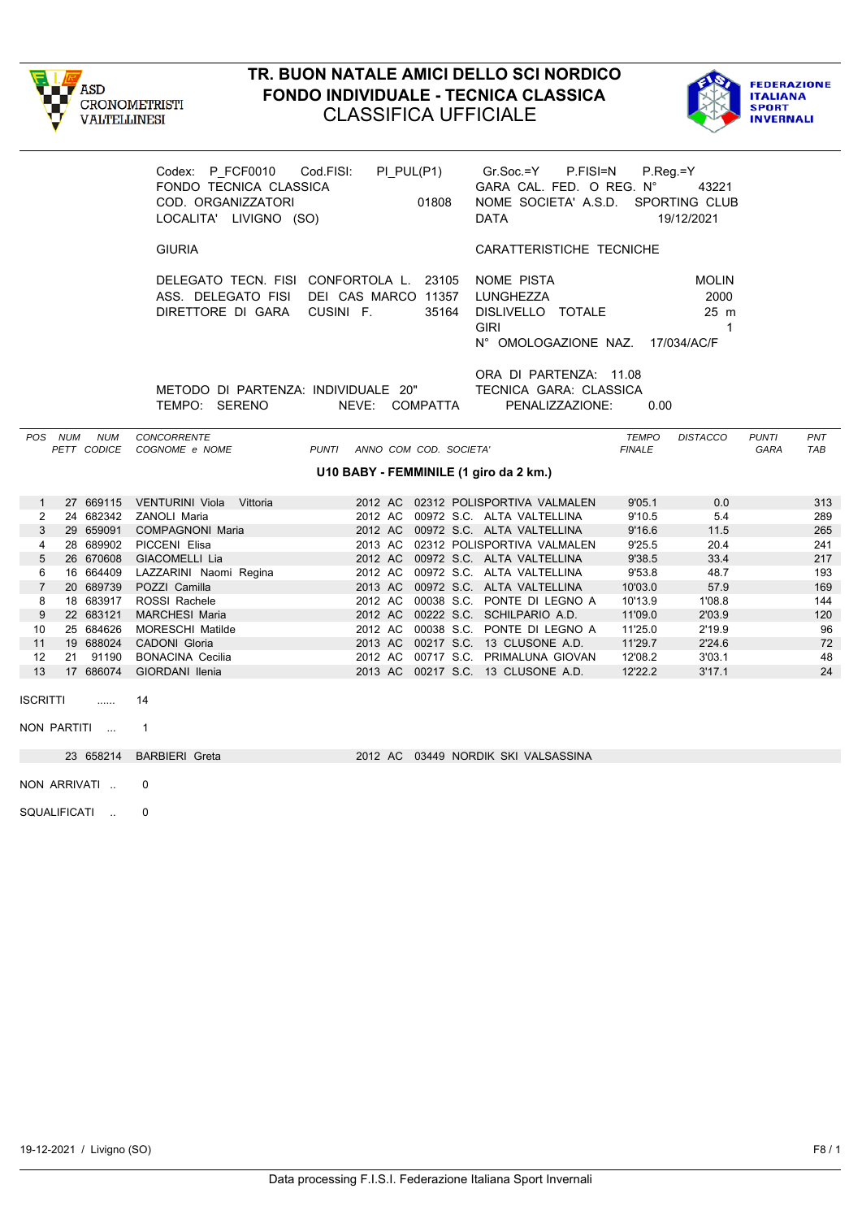# TR. BUON NATALE AMICI DELLO SCI NORDICO
## FONDO INDIVIDUALE - TECNICA CLASSICA
## CLASSIFICA UFFICIALE

ASD CRONOMETRISTI VALTELLINESI — FEDERAZIONE ITALIANA SPORT INVERNALI

| | | | |
|---|---|---|---|
| Codex: P_FCF0010 Cod.FISI: PI_PUL(P1) | | Gr.Soc.=Y P.FISI=N P.Reg.=Y | |
| FONDO TECNICA CLASSICA | | GARA CAL. FED. O REG. N° | 43221 |
| COD. ORGANIZZATORI | 01808 | NOME SOCIETA' A.S.D. | SPORTING CLUB |
| LOCALITA' LIVIGNO (SO) | | DATA | 19/12/2021 |

**GIURIA**

| | | |
|---|---|---|
| DELEGATO TECN. FISI | CONFORTOLA L. | 23105 |
| ASS. DELEGATO FISI | DEI CAS MARCO | 11357 |
| DIRETTORE DI GARA | CUSINI F. | 35164 |

**CARATTERISTICHE TECNICHE**

| | |
|---|---|
| NOME PISTA | MOLIN |
| LUNGHEZZA | 2000 |
| DISLIVELLO TOTALE | 25 m |
| GIRI | 1 |
| N° OMOLOGAZIONE NAZ. | 17/034/AC/F |

ORA DI PARTENZA: 11.08

METODO DI PARTENZA: INDIVIDUALE 20" — TECNICA GARA: CLASSICA

TEMPO: SERENO — NEVE: COMPATTA — PENALIZZAZIONE: 0.00

### U10 BABY - FEMMINILE (1 giro da 2 km.)

| POS | NUM PETT | NUM CODICE | CONCORRENTE COGNOME e NOME | PUNTI | ANNO | COM | COD. SOCIETA' | TEMPO FINALE | DISTACCO | PUNTI GARA | PNT TAB |
|---|---|---|---|---|---|---|---|---|---|---|---|
| 1 | 27 | 669115 | VENTURINI Viola Vittoria | | 2012 | AC | 02312 POLISPORTIVA VALMALEN | 9'05.1 | 0.0 | | 313 |
| 2 | 24 | 682342 | ZANOLI Maria | | 2012 | AC | 00972 S.C. ALTA VALTELLINA | 9'10.5 | 5.4 | | 289 |
| 3 | 29 | 659091 | COMPAGNONI Maria | | 2012 | AC | 00972 S.C. ALTA VALTELLINA | 9'16.6 | 11.5 | | 265 |
| 4 | 28 | 689902 | PICCENI Elisa | | 2013 | AC | 02312 POLISPORTIVA VALMALEN | 9'25.5 | 20.4 | | 241 |
| 5 | 26 | 670608 | GIACOMELLI Lia | | 2012 | AC | 00972 S.C. ALTA VALTELLINA | 9'38.5 | 33.4 | | 217 |
| 6 | 16 | 664409 | LAZZARINI Naomi Regina | | 2012 | AC | 00972 S.C. ALTA VALTELLINA | 9'53.8 | 48.7 | | 193 |
| 7 | 20 | 689739 | POZZI Camilla | | 2013 | AC | 00972 S.C. ALTA VALTELLINA | 10'03.0 | 57.9 | | 169 |
| 8 | 18 | 683917 | ROSSI Rachele | | 2012 | AC | 00038 S.C. PONTE DI LEGNO A | 10'13.9 | 1'08.8 | | 144 |
| 9 | 22 | 683121 | MARCHESI Maria | | 2012 | AC | 00222 S.C. SCHILPARIO A.D. | 11'09.0 | 2'03.9 | | 120 |
| 10 | 25 | 684626 | MORESCHI Matilde | | 2012 | AC | 00038 S.C. PONTE DI LEGNO A | 11'25.0 | 2'19.9 | | 96 |
| 11 | 19 | 688024 | CADONI Gloria | | 2013 | AC | 00217 S.C. 13 CLUSONE A.D. | 11'29.7 | 2'24.6 | | 72 |
| 12 | 21 | 91190 | BONACINA Cecilia | | 2012 | AC | 00717 S.C. PRIMALUNA GIOVAN | 12'08.2 | 3'03.1 | | 48 |
| 13 | 17 | 686074 | GIORDANI Ilenia | | 2013 | AC | 00217 S.C. 13 CLUSONE A.D. | 12'22.2 | 3'17.1 | | 24 |

ISCRITTI ...... 14

NON PARTITI ... 1

| NUM PETT | NUM CODICE | COGNOME e NOME | ANNO | COM | COD. SOCIETA' |
|---|---|---|---|---|---|
| 23 | 658214 | BARBIERI Greta | 2012 | AC | 03449 NORDIK SKI VALSASSINA |

NON ARRIVATI .. 0

SQUALIFICATI .. 0

19-12-2021 / Livigno (SO)

Data processing F.I.S.I. Federazione Italiana Sport Invernali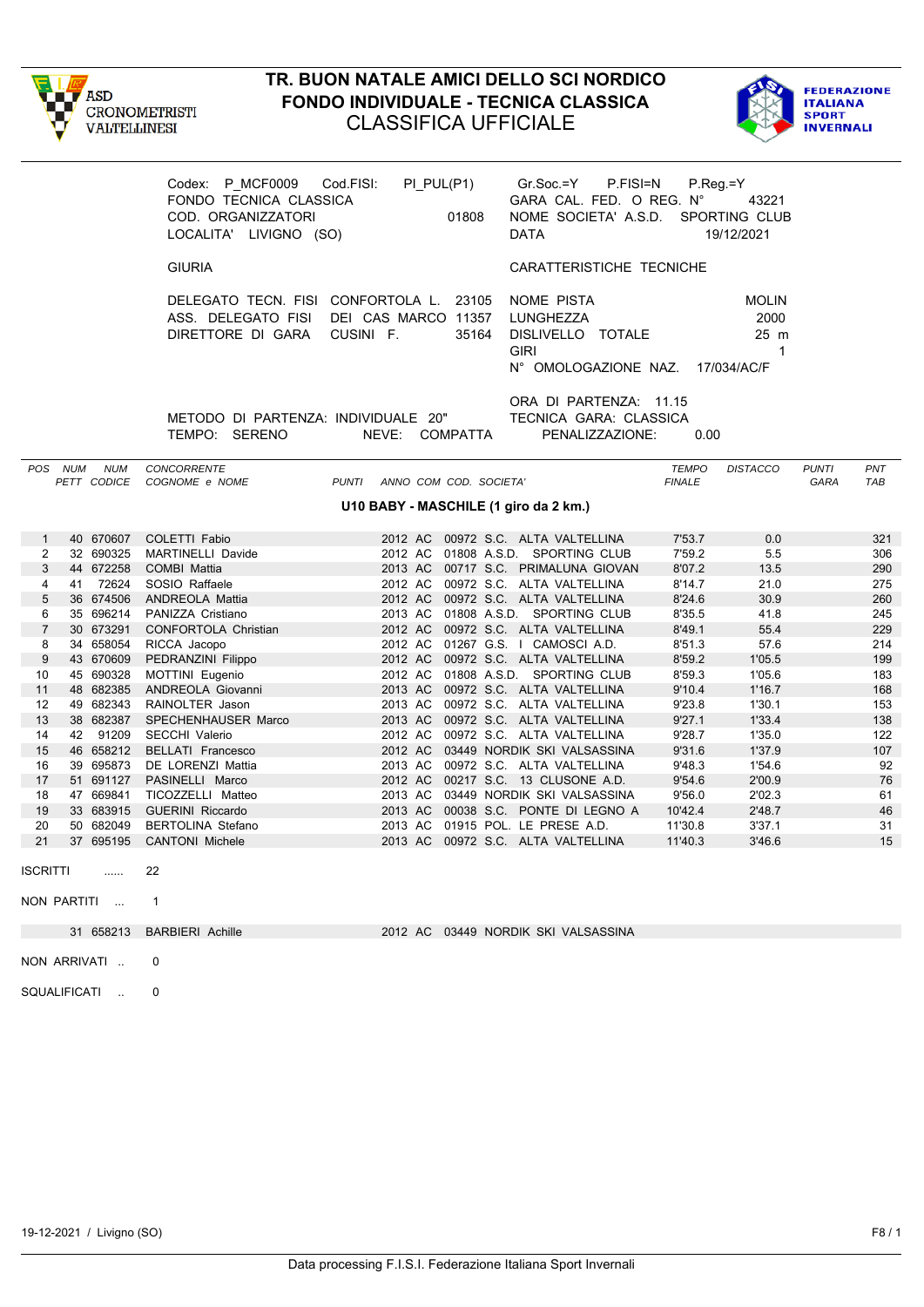# TR. BUON NATALE AMICI DELLO SCI NORDICO
## FONDO INDIVIDUALE - TECNICA CLASSICA
### CLASSIFICA UFFICIALE

ASD CRONOMETRISTI VALTELLINESI

FEDERAZIONE ITALIANA SPORT INVERNALI

Codex: P_MCF0009 Cod.FISI: PI_PUL(P1)
FONDO TECNICA CLASSICA
COD. ORGANIZZATORI 01808
LOCALITA' LIVIGNO (SO)

Gr.Soc.=Y P.FISI=N P.Reg.=Y
GARA CAL. FED. O REG. N° 43221
NOME SOCIETA' A.S.D. SPORTING CLUB
DATA 19/12/2021

GIURIA

DELEGATO TECN. FISI CONFORTOLA L. 23105
ASS. DELEGATO FISI DEI CAS MARCO 11357
DIRETTORE DI GARA CUSINI F. 35164

CARATTERISTICHE TECNICHE

NOME PISTA MOLIN
LUNGHEZZA 2000
DISLIVELLO TOTALE 25 m
GIRI 1
N° OMOLOGAZIONE NAZ. 17/034/AC/F

METODO DI PARTENZA: INDIVIDUALE 20"
TEMPO: SERENO NEVE: COMPATTA

ORA DI PARTENZA: 11.15
TECNICA GARA: CLASSICA
PENALIZZAZIONE: 0.00

**U10 BABY - MASCHILE (1 giro da 2 km.)**

| POS | NUM PETT | NUM CODICE | CONCORRENTE COGNOME e NOME | PUNTI | ANNO | COM | COD. SOCIETA' | TEMPO FINALE | DISTACCO | PUNTI GARA | PNT TAB |
|---|---|---|---|---|---|---|---|---|---|---|---|
| 1 | 40 | 670607 | COLETTI Fabio | | 2012 | AC | 00972 S.C. ALTA VALTELLINA | 7'53.7 | 0.0 | | 321 |
| 2 | 32 | 690325 | MARTINELLI Davide | | 2012 | AC | 01808 A.S.D. SPORTING CLUB | 7'59.2 | 5.5 | | 306 |
| 3 | 44 | 672258 | COMBI Mattia | | 2013 | AC | 00717 S.C. PRIMALUNA GIOVAN | 8'07.2 | 13.5 | | 290 |
| 4 | 41 | 72624 | SOSIO Raffaele | | 2012 | AC | 00972 S.C. ALTA VALTELLINA | 8'14.7 | 21.0 | | 275 |
| 5 | 36 | 674506 | ANDREOLA Mattia | | 2012 | AC | 00972 S.C. ALTA VALTELLINA | 8'24.6 | 30.9 | | 260 |
| 6 | 35 | 696214 | PANIZZA Cristiano | | 2013 | AC | 01808 A.S.D. SPORTING CLUB | 8'35.5 | 41.8 | | 245 |
| 7 | 30 | 673291 | CONFORTOLA Christian | | 2012 | AC | 00972 S.C. ALTA VALTELLINA | 8'49.1 | 55.4 | | 229 |
| 8 | 34 | 658054 | RICCA Jacopo | | 2012 | AC | 01267 G.S. I CAMOSCI A.D. | 8'51.3 | 57.6 | | 214 |
| 9 | 43 | 670609 | PEDRANZINI Filippo | | 2012 | AC | 00972 S.C. ALTA VALTELLINA | 8'59.2 | 1'05.5 | | 199 |
| 10 | 45 | 690328 | MOTTINI Eugenio | | 2012 | AC | 01808 A.S.D. SPORTING CLUB | 8'59.3 | 1'05.6 | | 183 |
| 11 | 48 | 682385 | ANDREOLA Giovanni | | 2013 | AC | 00972 S.C. ALTA VALTELLINA | 9'10.4 | 1'16.7 | | 168 |
| 12 | 49 | 682343 | RAINOLTER Jason | | 2013 | AC | 00972 S.C. ALTA VALTELLINA | 9'23.8 | 1'30.1 | | 153 |
| 13 | 38 | 682387 | SPECHENHAUSER Marco | | 2013 | AC | 00972 S.C. ALTA VALTELLINA | 9'27.1 | 1'33.4 | | 138 |
| 14 | 42 | 91209 | SECCHI Valerio | | 2012 | AC | 00972 S.C. ALTA VALTELLINA | 9'28.7 | 1'35.0 | | 122 |
| 15 | 46 | 658212 | BELLATI Francesco | | 2012 | AC | 03449 NORDIK SKI VALSASSINA | 9'31.6 | 1'37.9 | | 107 |
| 16 | 39 | 695873 | DE LORENZI Mattia | | 2013 | AC | 00972 S.C. ALTA VALTELLINA | 9'48.3 | 1'54.6 | | 92 |
| 17 | 51 | 691127 | PASINELLI Marco | | 2012 | AC | 00217 S.C. 13 CLUSONE A.D. | 9'54.6 | 2'00.9 | | 76 |
| 18 | 47 | 669841 | TICOZZELLI Matteo | | 2013 | AC | 03449 NORDIK SKI VALSASSINA | 9'56.0 | 2'02.3 | | 61 |
| 19 | 33 | 683915 | GUERINI Riccardo | | 2013 | AC | 00038 S.C. PONTE DI LEGNO A | 10'42.4 | 2'48.7 | | 46 |
| 20 | 50 | 682049 | BERTOLINA Stefano | | 2013 | AC | 01915 POL. LE PRESE A.D. | 11'30.8 | 3'37.1 | | 31 |
| 21 | 37 | 695195 | CANTONI Michele | | 2013 | AC | 00972 S.C. ALTA VALTELLINA | 11'40.3 | 3'46.6 | | 15 |

ISCRITTI ...... 22

NON PARTITI ... 1

| NUM PETT | NUM CODICE | COGNOME e NOME | ANNO | COM | COD. SOCIETA' |
|---|---|---|---|---|---|
| 31 | 658213 | BARBIERI Achille | 2012 | AC | 03449 NORDIK SKI VALSASSINA |

NON ARRIVATI .. 0

SQUALIFICATI .. 0

19-12-2021 / Livigno (SO)

Data processing F.I.S.I. Federazione Italiana Sport Invernali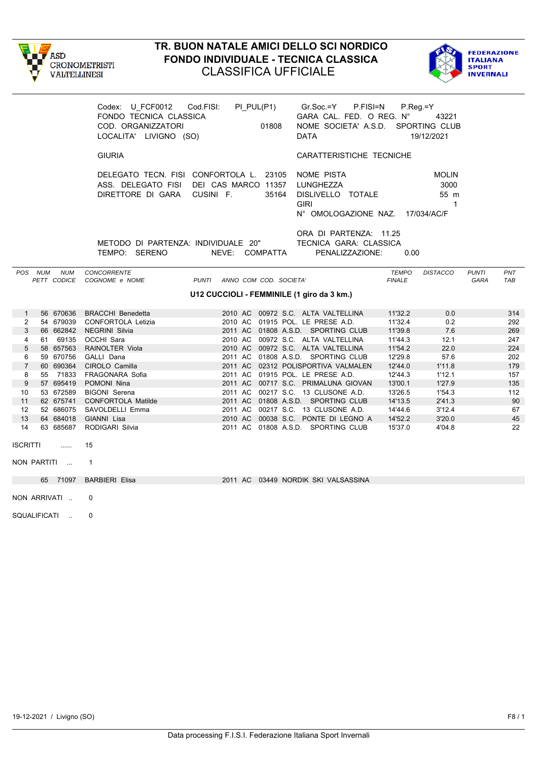# TR. BUON NATALE AMICI DELLO SCI NORDICO
## FONDO INDIVIDUALE - TECNICA CLASSICA
## CLASSIFICA UFFICIALE

ASD CRONOMETRISTI VALTELLINESI

FEDERAZIONE ITALIANA SPORT INVERNALI

Codex: U_FCF0012 Cod.FISI: PI_PUL(P1)
FONDO TECNICA CLASSICA
COD. ORGANIZZATORI 01808
LOCALITA' LIVIGNO (SO)

Gr.Soc.=Y P.FISI=N P.Reg.=Y
GARA CAL. FED. O REG. N° 43221
NOME SOCIETA' A.S.D. SPORTING CLUB
DATA 19/12/2021

GIURIA

| | | |
|---|---|---|
| DELEGATO TECN. FISI | CONFORTOLA L. | 23105 |
| ASS. DELEGATO FISI | DEI CAS MARCO | 11357 |
| DIRETTORE DI GARA | CUSINI F. | 35164 |

CARATTERISTICHE TECNICHE

| | |
|---|---|
| NOME PISTA | MOLIN |
| LUNGHEZZA | 3000 |
| DISLIVELLO TOTALE | 55 m |
| GIRI | 1 |
| N° OMOLOGAZIONE NAZ. | 17/034/AC/F |

METODO DI PARTENZA: INDIVIDUALE 20"
TEMPO: SERENO NEVE: COMPATTA

ORA DI PARTENZA: 11.25
TECNICA GARA: CLASSICA
PENALIZZAZIONE: 0.00

### U12 CUCCIOLI - FEMMINILE (1 giro da 3 km.)

| POS | NUM PETT | NUM CODICE | CONCORRENTE COGNOME e NOME | PUNTI | ANNO | COM | COD. | SOCIETA' | TEMPO FINALE | DISTACCO | PUNTI GARA | PNT TAB |
|---|---|---|---|---|---|---|---|---|---|---|---|---|
| 1 | 56 | 670636 | BRACCHI Benedetta | | 2010 | AC | 00972 | S.C. ALTA VALTELLINA | 11'32.2 | 0.0 | | 314 |
| 2 | 54 | 679039 | CONFORTOLA Letizia | | 2010 | AC | 01915 | POL. LE PRESE A.D. | 11'32.4 | 0.2 | | 292 |
| 3 | 66 | 662842 | NEGRINI Silvia | | 2011 | AC | 01808 | A.S.D. SPORTING CLUB | 11'39.8 | 7.6 | | 269 |
| 4 | 61 | 69135 | OCCHI Sara | | 2010 | AC | 00972 | S.C. ALTA VALTELLINA | 11'44.3 | 12.1 | | 247 |
| 5 | 58 | 657563 | RAINOLTER Viola | | 2010 | AC | 00972 | S.C. ALTA VALTELLINA | 11'54.2 | 22.0 | | 224 |
| 6 | 59 | 670756 | GALLI Dana | | 2011 | AC | 01808 | A.S.D. SPORTING CLUB | 12'29.8 | 57.6 | | 202 |
| 7 | 60 | 690364 | CIROLO Camilla | | 2011 | AC | 02312 | POLISPORTIVA VALMALEN | 12'44.0 | 1'11.8 | | 179 |
| 8 | 55 | 71833 | FRAGONARA Sofia | | 2011 | AC | 01915 | POL. LE PRESE A.D. | 12'44.3 | 1'12.1 | | 157 |
| 9 | 57 | 695419 | POMONI Nina | | 2011 | AC | 00717 | S.C. PRIMALUNA GIOVAN | 13'00.1 | 1'27.9 | | 135 |
| 10 | 53 | 672589 | BIGONI Serena | | 2011 | AC | 00217 | S.C. 13 CLUSONE A.D. | 13'26.5 | 1'54.3 | | 112 |
| 11 | 62 | 675741 | CONFORTOLA Matilde | | 2011 | AC | 01808 | A.S.D. SPORTING CLUB | 14'13.5 | 2'41.3 | | 90 |
| 12 | 52 | 686075 | SAVOLDELLI Emma | | 2011 | AC | 00217 | S.C. 13 CLUSONE A.D. | 14'44.6 | 3'12.4 | | 67 |
| 13 | 64 | 684018 | GIANNI Lisa | | 2010 | AC | 00038 | S.C. PONTE DI LEGNO A | 14'52.2 | 3'20.0 | | 45 |
| 14 | 63 | 685687 | RODIGARI Silvia | | 2011 | AC | 01808 | A.S.D. SPORTING CLUB | 15'37.0 | 4'04.8 | | 22 |

ISCRITTI ...... 15

NON PARTITI ... 1

| NUM PETT | NUM CODICE | COGNOME e NOME | ANNO | COM | COD. | SOCIETA' |
|---|---|---|---|---|---|---|
| 65 | 71097 | BARBIERI Elisa | 2011 | AC | 03449 | NORDIK SKI VALSASSINA |

NON ARRIVATI .. 0

SQUALIFICATI .. 0

19-12-2021 / Livigno (SO)

Data processing F.I.S.I. Federazione Italiana Sport Invernali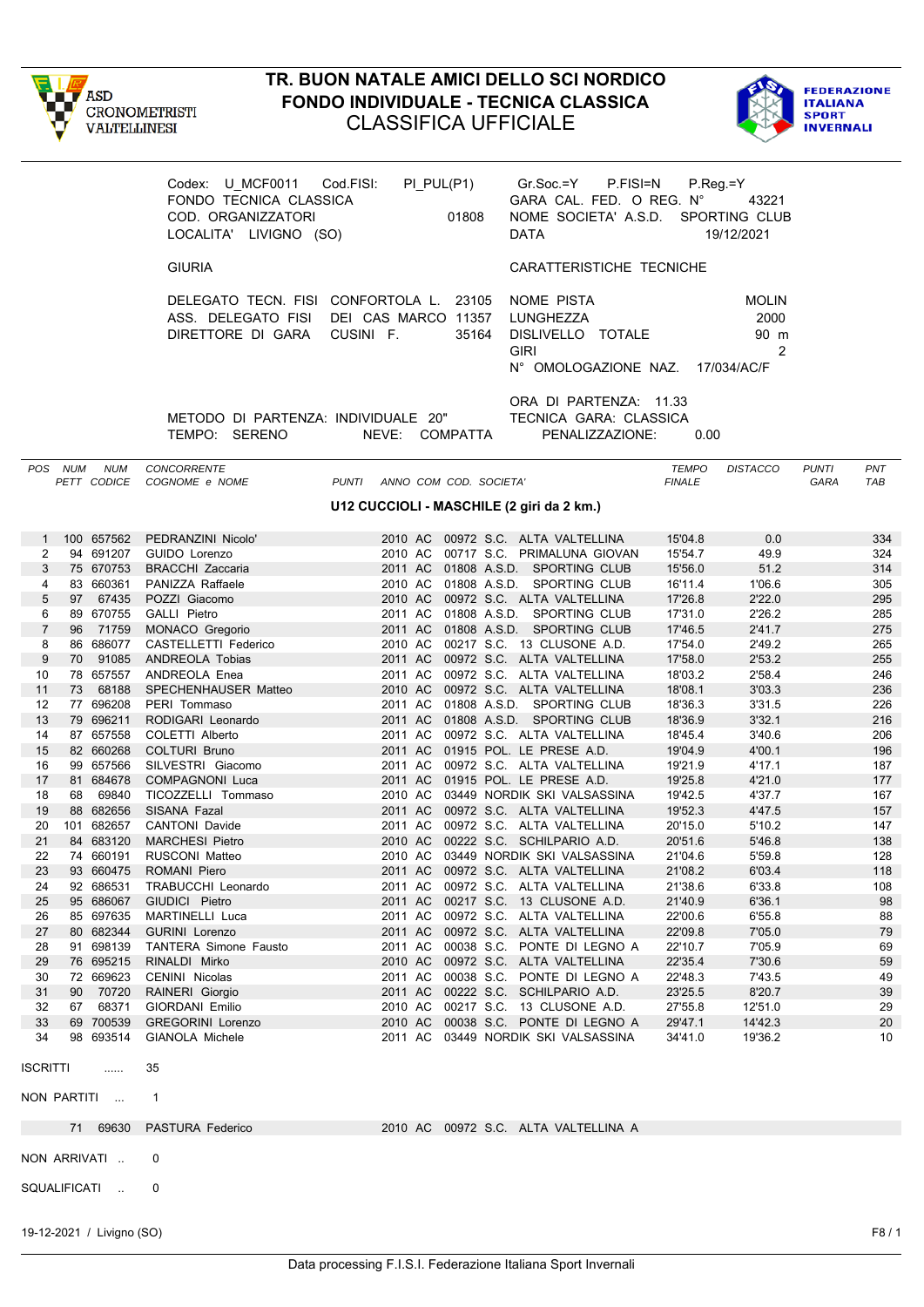# TR. BUON NATALE AMICI DELLO SCI NORDICO
## FONDO INDIVIDUALE - TECNICA CLASSICA
### CLASSIFICA UFFICIALE

ASD CRONOMETRISTI VALTELLINESI

FEDERAZIONE ITALIANA SPORT INVERNALI

Codex: U_MCF0011 Cod.FISI: PI_PUL(P1) Gr.Soc.=Y P.FISI=N P.Reg.=Y
FONDO TECNICA CLASSICA GARA CAL. FED. O REG. N° 43221
COD. ORGANIZZATORI 01808 NOME SOCIETA' A.S.D. SPORTING CLUB
LOCALITA' LIVIGNO (SO) DATA 19/12/2021

GIURIA

DELEGATO TECN. FISI CONFORTOLA L. 23105
ASS. DELEGATO FISI DEI CAS MARCO 11357
DIRETTORE DI GARA CUSINI F. 35164

CARATTERISTICHE TECNICHE

NOME PISTA MOLIN
LUNGHEZZA 2000
DISLIVELLO TOTALE 90 m
GIRI 2
N° OMOLOGAZIONE NAZ. 17/034/AC/F

METODO DI PARTENZA: INDIVIDUALE 20"
TEMPO: SERENO NEVE: COMPATTA

ORA DI PARTENZA: 11.33
TECNICA GARA: CLASSICA
PENALIZZAZIONE: 0.00

**U12 CUCCIOLI - MASCHILE (2 giri da 2 km.)**

| POS | NUM PETT | NUM CODICE | CONCORRENTE COGNOME e NOME | PUNTI | ANNO | COM | COD. SOCIETA' | TEMPO FINALE | DISTACCO | PUNTI GARA | PNT TAB |
|---|---|---|---|---|---|---|---|---|---|---|---|
| 1 | 100 | 657562 | PEDRANZINI Nicolo' | | 2010 | AC | 00972 S.C. ALTA VALTELLINA | 15'04.8 | 0.0 | | 334 |
| 2 | 94 | 691207 | GUIDO Lorenzo | | 2010 | AC | 00717 S.C. PRIMALUNA GIOVAN | 15'54.7 | 49.9 | | 324 |
| 3 | 75 | 670753 | BRACCHI Zaccaria | | 2011 | AC | 01808 A.S.D. SPORTING CLUB | 15'56.0 | 51.2 | | 314 |
| 4 | 83 | 660361 | PANIZZA Raffaele | | 2010 | AC | 01808 A.S.D. SPORTING CLUB | 16'11.4 | 1'06.6 | | 305 |
| 5 | 97 | 67435 | POZZI Giacomo | | 2010 | AC | 00972 S.C. ALTA VALTELLINA | 17'26.8 | 2'22.0 | | 295 |
| 6 | 89 | 670755 | GALLI Pietro | | 2011 | AC | 01808 A.S.D. SPORTING CLUB | 17'31.0 | 2'26.2 | | 285 |
| 7 | 96 | 71759 | MONACO Gregorio | | 2011 | AC | 01808 A.S.D. SPORTING CLUB | 17'46.5 | 2'41.7 | | 275 |
| 8 | 86 | 686077 | CASTELLETTI Federico | | 2010 | AC | 00217 S.C. 13 CLUSONE A.D. | 17'54.0 | 2'49.2 | | 265 |
| 9 | 70 | 91085 | ANDREOLA Tobias | | 2011 | AC | 00972 S.C. ALTA VALTELLINA | 17'58.0 | 2'53.2 | | 255 |
| 10 | 78 | 657557 | ANDREOLA Enea | | 2011 | AC | 00972 S.C. ALTA VALTELLINA | 18'03.2 | 2'58.4 | | 246 |
| 11 | 73 | 68188 | SPECHENHAUSER Matteo | | 2010 | AC | 00972 S.C. ALTA VALTELLINA | 18'08.1 | 3'03.3 | | 236 |
| 12 | 77 | 696208 | PERI Tommaso | | 2011 | AC | 01808 A.S.D. SPORTING CLUB | 18'36.3 | 3'31.5 | | 226 |
| 13 | 79 | 696211 | RODIGARI Leonardo | | 2011 | AC | 01808 A.S.D. SPORTING CLUB | 18'36.9 | 3'32.1 | | 216 |
| 14 | 87 | 657558 | COLETTI Alberto | | 2011 | AC | 00972 S.C. ALTA VALTELLINA | 18'45.4 | 3'40.6 | | 206 |
| 15 | 82 | 660268 | COLTURI Bruno | | 2011 | AC | 01915 POL. LE PRESE A.D. | 19'04.9 | 4'00.1 | | 196 |
| 16 | 99 | 657566 | SILVESTRI Giacomo | | 2011 | AC | 00972 S.C. ALTA VALTELLINA | 19'21.9 | 4'17.1 | | 187 |
| 17 | 81 | 684678 | COMPAGNONI Luca | | 2011 | AC | 01915 POL. LE PRESE A.D. | 19'25.8 | 4'21.0 | | 177 |
| 18 | 68 | 69840 | TICOZZELLI Tommaso | | 2010 | AC | 03449 NORDIK SKI VALSASSINA | 19'42.5 | 4'37.7 | | 167 |
| 19 | 88 | 682656 | SISANA Fazal | | 2011 | AC | 00972 S.C. ALTA VALTELLINA | 19'52.3 | 4'47.5 | | 157 |
| 20 | 101 | 682657 | CANTONI Davide | | 2011 | AC | 00972 S.C. ALTA VALTELLINA | 20'15.0 | 5'10.2 | | 147 |
| 21 | 84 | 683120 | MARCHESI Pietro | | 2010 | AC | 00222 S.C. SCHILPARIO A.D. | 20'51.6 | 5'46.8 | | 138 |
| 22 | 74 | 660191 | RUSCONI Matteo | | 2010 | AC | 03449 NORDIK SKI VALSASSINA | 21'04.6 | 5'59.8 | | 128 |
| 23 | 93 | 660475 | ROMANI Piero | | 2011 | AC | 00972 S.C. ALTA VALTELLINA | 21'08.2 | 6'03.4 | | 118 |
| 24 | 92 | 686531 | TRABUCCHI Leonardo | | 2011 | AC | 00972 S.C. ALTA VALTELLINA | 21'38.6 | 6'33.8 | | 108 |
| 25 | 95 | 686067 | GIUDICI Pietro | | 2011 | AC | 00217 S.C. 13 CLUSONE A.D. | 21'40.9 | 6'36.1 | | 98 |
| 26 | 85 | 697635 | MARTINELLI Luca | | 2011 | AC | 00972 S.C. ALTA VALTELLINA | 22'00.6 | 6'55.8 | | 88 |
| 27 | 80 | 682344 | GURINI Lorenzo | | 2011 | AC | 00972 S.C. ALTA VALTELLINA | 22'09.8 | 7'05.0 | | 79 |
| 28 | 91 | 698139 | TANTERA Simone Fausto | | 2011 | AC | 00038 S.C. PONTE DI LEGNO A | 22'10.7 | 7'05.9 | | 69 |
| 29 | 76 | 695215 | RINALDI Mirko | | 2010 | AC | 00972 S.C. ALTA VALTELLINA | 22'35.4 | 7'30.6 | | 59 |
| 30 | 72 | 669623 | CENINI Nicolas | | 2011 | AC | 00038 S.C. PONTE DI LEGNO A | 22'48.3 | 7'43.5 | | 49 |
| 31 | 90 | 70720 | RAINERI Giorgio | | 2011 | AC | 00222 S.C. SCHILPARIO A.D. | 23'25.5 | 8'20.7 | | 39 |
| 32 | 67 | 68371 | GIORDANI Emilio | | 2010 | AC | 00217 S.C. 13 CLUSONE A.D. | 27'55.8 | 12'51.0 | | 29 |
| 33 | 69 | 700539 | GREGORINI Lorenzo | | 2010 | AC | 00038 S.C. PONTE DI LEGNO A | 29'47.1 | 14'42.3 | | 20 |
| 34 | 98 | 693514 | GIANOLA Michele | | 2011 | AC | 03449 NORDIK SKI VALSASSINA | 34'41.0 | 19'36.2 | | 10 |

ISCRITTI ...... 35

NON PARTITI ... 1

| NUM PETT | NUM CODICE | COGNOME e NOME | ANNO | COM | COD. SOCIETA' |
|---|---|---|---|---|---|
| 71 | 69630 | PASTURA Federico | 2010 | AC | 00972 S.C. ALTA VALTELLINA A |

NON ARRIVATI .. 0

SQUALIFICATI .. 0

19-12-2021 / Livigno (SO)

Data processing F.I.S.I. Federazione Italiana Sport Invernali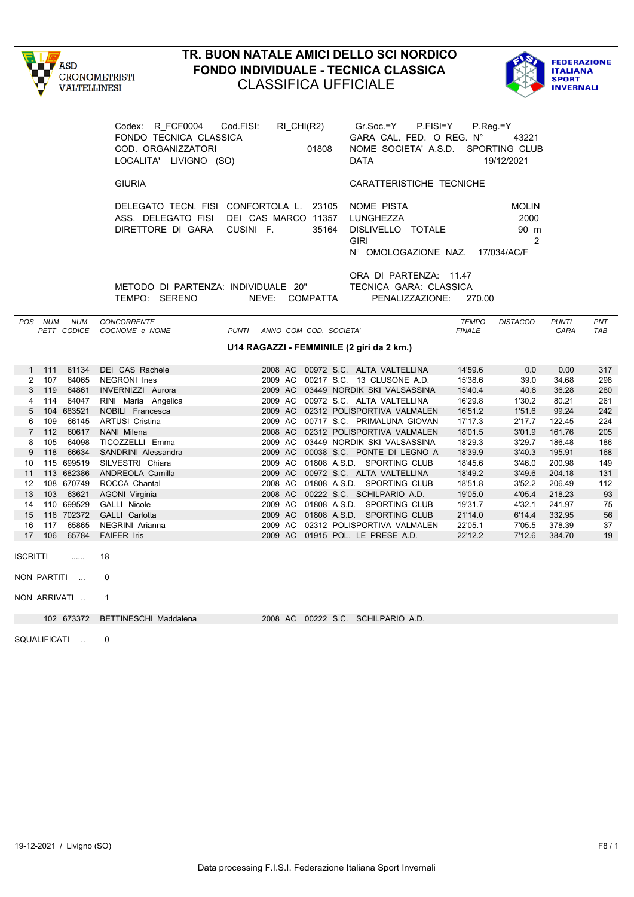# TR. BUON NATALE AMICI DELLO SCI NORDICO
## FONDO INDIVIDUALE - TECNICA CLASSICA
### CLASSIFICA UFFICIALE

ASD CRONOMETRISTI VALTELLINESI

FEDERAZIONE ITALIANA SPORT INVERNALI

Codex: R_FCF0004 Cod.FISI: RI_CHI(R2)
FONDO TECNICA CLASSICA
COD. ORGANIZZATORI 01808
LOCALITA' LIVIGNO (SO)

Gr.Soc.=Y P.FISI=Y P.Reg.=Y
GARA CAL. FED. O REG. N° 43221
NOME SOCIETA' A.S.D. SPORTING CLUB
DATA 19/12/2021

GIURIA

DELEGATO TECN. FISI CONFORTOLA L. 23105
ASS. DELEGATO FISI DEI CAS MARCO 11357
DIRETTORE DI GARA CUSINI F. 35164

CARATTERISTICHE TECNICHE

NOME PISTA MOLIN
LUNGHEZZA 2000
DISLIVELLO TOTALE 90 m
GIRI 2
N° OMOLOGAZIONE NAZ. 17/034/AC/F

METODO DI PARTENZA: INDIVIDUALE 20"
TEMPO: SERENO NEVE: COMPATTA

ORA DI PARTENZA: 11.47
TECNICA GARA: CLASSICA
PENALIZZAZIONE: 270.00

**U14 RAGAZZI - FEMMINILE (2 giri da 2 km.)**

| POS | NUM PETT | NUM CODICE | CONCORRENTE COGNOME e NOME | PUNTI | ANNO | COM | COD. | SOCIETA' | TEMPO FINALE | DISTACCO | PUNTI GARA | PNT TAB |
|---|---|---|---|---|---|---|---|---|---|---|---|---|
| 1 | 111 | 61134 | DEI CAS Rachele | | 2008 | AC | 00972 | S.C. ALTA VALTELLINA | 14'59.6 | 0.0 | 0.00 | 317 |
| 2 | 107 | 64065 | NEGRONI Ines | | 2009 | AC | 00217 | S.C. 13 CLUSONE A.D. | 15'38.6 | 39.0 | 34.68 | 298 |
| 3 | 119 | 64861 | INVERNIZZI Aurora | | 2009 | AC | 03449 | NORDIK SKI VALSASSINA | 15'40.4 | 40.8 | 36.28 | 280 |
| 4 | 114 | 64047 | RINI Maria Angelica | | 2009 | AC | 00972 | S.C. ALTA VALTELLINA | 16'29.8 | 1'30.2 | 80.21 | 261 |
| 5 | 104 | 683521 | NOBILI Francesca | | 2009 | AC | 02312 | POLISPORTIVA VALMALEN | 16'51.2 | 1'51.6 | 99.24 | 242 |
| 6 | 109 | 66145 | ARTUSI Cristina | | 2009 | AC | 00717 | S.C. PRIMALUNA GIOVAN | 17'17.3 | 2'17.7 | 122.45 | 224 |
| 7 | 112 | 60617 | NANI Milena | | 2008 | AC | 02312 | POLISPORTIVA VALMALEN | 18'01.5 | 3'01.9 | 161.76 | 205 |
| 8 | 105 | 64098 | TICOZZELLI Emma | | 2009 | AC | 03449 | NORDIK SKI VALSASSINA | 18'29.3 | 3'29.7 | 186.48 | 186 |
| 9 | 118 | 66634 | SANDRINI Alessandra | | 2009 | AC | 00038 | S.C. PONTE DI LEGNO A | 18'39.9 | 3'40.3 | 195.91 | 168 |
| 10 | 115 | 699519 | SILVESTRI Chiara | | 2009 | AC | 01808 | A.S.D. SPORTING CLUB | 18'45.6 | 3'46.0 | 200.98 | 149 |
| 11 | 113 | 682386 | ANDREOLA Camilla | | 2009 | AC | 00972 | S.C. ALTA VALTELLINA | 18'49.2 | 3'49.6 | 204.18 | 131 |
| 12 | 108 | 670749 | ROCCA Chantal | | 2008 | AC | 01808 | A.S.D. SPORTING CLUB | 18'51.8 | 3'52.2 | 206.49 | 112 |
| 13 | 103 | 63621 | AGONI Virginia | | 2008 | AC | 00222 | S.C. SCHILPARIO A.D. | 19'05.0 | 4'05.4 | 218.23 | 93 |
| 14 | 110 | 699529 | GALLI Nicole | | 2009 | AC | 01808 | A.S.D. SPORTING CLUB | 19'31.7 | 4'32.1 | 241.97 | 75 |
| 15 | 116 | 702372 | GALLI Carlotta | | 2009 | AC | 01808 | A.S.D. SPORTING CLUB | 21'14.0 | 6'14.4 | 332.95 | 56 |
| 16 | 117 | 65865 | NEGRINI Arianna | | 2009 | AC | 02312 | POLISPORTIVA VALMALEN | 22'05.1 | 7'05.5 | 378.39 | 37 |
| 17 | 106 | 65784 | FAIFER Iris | | 2009 | AC | 01915 | POL. LE PRESE A.D. | 22'12.2 | 7'12.6 | 384.70 | 19 |

ISCRITTI ...... 18

NON PARTITI ... 0

NON ARRIVATI .. 1

| NUM PETT | NUM CODICE | COGNOME e NOME | ANNO | COM | COD. | SOCIETA' |
|---|---|---|---|---|---|---|
| 102 | 673372 | BETTINESCHI Maddalena | 2008 | AC | 00222 | S.C. SCHILPARIO A.D. |

SQUALIFICATI .. 0

19-12-2021 / Livigno (SO)

Data processing F.I.S.I. Federazione Italiana Sport Invernali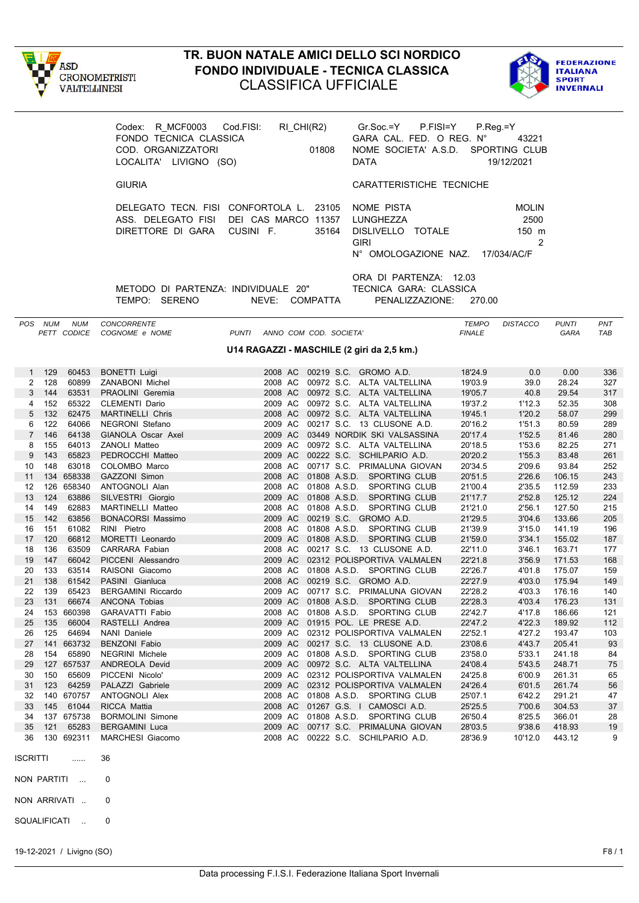# TR. BUON NATALE AMICI DELLO SCI NORDICO
## FONDO INDIVIDUALE - TECNICA CLASSICA
## CLASSIFICA UFFICIALE

ASD CRONOMETRISTI VALTELLINESI — FEDERAZIONE ITALIANA SPORT INVERNALI

Codex: R_MCF0003 Cod.FISI: RI_CHI(R2)
FONDO TECNICA CLASSICA
COD. ORGANIZZATORI 01808
LOCALITA' LIVIGNO (SO)

Gr.Soc.=Y P.FISI=Y P.Reg.=Y
GARA CAL. FED. O REG. N° 43221
NOME SOCIETA' A.S.D. SPORTING CLUB
DATA 19/12/2021

GIURIA

DELEGATO TECN. FISI CONFORTOLA L. 23105
ASS. DELEGATO FISI DEI CAS MARCO 11357
DIRETTORE DI GARA CUSINI F. 35164

CARATTERISTICHE TECNICHE

NOME PISTA MOLIN
LUNGHEZZA 2500
DISLIVELLO TOTALE 150 m
GIRI 2
N° OMOLOGAZIONE NAZ. 17/034/AC/F

METODO DI PARTENZA: INDIVIDUALE 20"
TEMPO: SERENO NEVE: COMPATTA

ORA DI PARTENZA: 12.03
TECNICA GARA: CLASSICA
PENALIZZAZIONE: 270.00

### U14 RAGAZZI - MASCHILE (2 giri da 2,5 km.)

| POS | NUM PETT | NUM CODICE | CONCORRENTE COGNOME e NOME | PUNTI | ANNO | COM | COD. | SOCIETA' | TEMPO FINALE | DISTACCO | PUNTI GARA | PNT TAB |
|---|---|---|---|---|---|---|---|---|---|---|---|---|
| 1 | 129 | 60453 | BONETTI Luigi | | 2008 | AC | 00219 | S.C. GROMO A.D. | 18'24.9 | 0.0 | 0.00 | 336 |
| 2 | 128 | 60899 | ZANABONI Michel | | 2008 | AC | 00972 | S.C. ALTA VALTELLINA | 19'03.9 | 39.0 | 28.24 | 327 |
| 3 | 144 | 63531 | PRAOLINI Geremia | | 2008 | AC | 00972 | S.C. ALTA VALTELLINA | 19'05.7 | 40.8 | 29.54 | 317 |
| 4 | 152 | 65322 | CLEMENTI Dario | | 2009 | AC | 00972 | S.C. ALTA VALTELLINA | 19'37.2 | 1'12.3 | 52.35 | 308 |
| 5 | 132 | 62475 | MARTINELLI Chris | | 2008 | AC | 00972 | S.C. ALTA VALTELLINA | 19'45.1 | 1'20.2 | 58.07 | 299 |
| 6 | 122 | 64066 | NEGRONI Stefano | | 2009 | AC | 00217 | S.C. 13 CLUSONE A.D. | 20'16.2 | 1'51.3 | 80.59 | 289 |
| 7 | 146 | 64138 | GIANOLA Oscar Axel | | 2009 | AC | 03449 | NORDIK SKI VALSASSINA | 20'17.4 | 1'52.5 | 81.46 | 280 |
| 8 | 155 | 64013 | ZANOLI Matteo | | 2009 | AC | 00972 | S.C. ALTA VALTELLINA | 20'18.5 | 1'53.6 | 82.25 | 271 |
| 9 | 143 | 65823 | PEDROCCHI Matteo | | 2009 | AC | 00222 | S.C. SCHILPARIO A.D. | 20'20.2 | 1'55.3 | 83.48 | 261 |
| 10 | 148 | 63018 | COLOMBO Marco | | 2008 | AC | 00717 | S.C. PRIMALUNA GIOVAN | 20'34.5 | 2'09.6 | 93.84 | 252 |
| 11 | 134 | 658338 | GAZZONI Simon | | 2008 | AC | 01808 | A.S.D. SPORTING CLUB | 20'51.5 | 2'26.6 | 106.15 | 243 |
| 12 | 126 | 658340 | ANTOGNOLI Alan | | 2008 | AC | 01808 | A.S.D. SPORTING CLUB | 21'00.4 | 2'35.5 | 112.59 | 233 |
| 13 | 124 | 63886 | SILVESTRI Giorgio | | 2009 | AC | 01808 | A.S.D. SPORTING CLUB | 21'17.7 | 2'52.8 | 125.12 | 224 |
| 14 | 149 | 62883 | MARTINELLI Matteo | | 2008 | AC | 01808 | A.S.D. SPORTING CLUB | 21'21.0 | 2'56.1 | 127.50 | 215 |
| 15 | 142 | 63856 | BONACORSI Massimo | | 2009 | AC | 00219 | S.C. GROMO A.D. | 21'29.5 | 3'04.6 | 133.66 | 205 |
| 16 | 151 | 61082 | RINI Pietro | | 2008 | AC | 01808 | A.S.D. SPORTING CLUB | 21'39.9 | 3'15.0 | 141.19 | 196 |
| 17 | 120 | 66812 | MORETTI Leonardo | | 2009 | AC | 01808 | A.S.D. SPORTING CLUB | 21'59.0 | 3'34.1 | 155.02 | 187 |
| 18 | 136 | 63509 | CARRARA Fabian | | 2008 | AC | 00217 | S.C. 13 CLUSONE A.D. | 22'11.0 | 3'46.1 | 163.71 | 177 |
| 19 | 147 | 66042 | PICCENI Alessandro | | 2009 | AC | 02312 | POLISPORTIVA VALMALEN | 22'21.8 | 3'56.9 | 171.53 | 168 |
| 20 | 133 | 63514 | RAISONI Giacomo | | 2008 | AC | 01808 | A.S.D. SPORTING CLUB | 22'26.7 | 4'01.8 | 175.07 | 159 |
| 21 | 138 | 61542 | PASINI Gianluca | | 2008 | AC | 00219 | S.C. GROMO A.D. | 22'27.9 | 4'03.0 | 175.94 | 149 |
| 22 | 139 | 65423 | BERGAMINI Riccardo | | 2009 | AC | 00717 | S.C. PRIMALUNA GIOVAN | 22'28.2 | 4'03.3 | 176.16 | 140 |
| 23 | 131 | 66674 | ANCONA Tobias | | 2009 | AC | 01808 | A.S.D. SPORTING CLUB | 22'28.3 | 4'03.4 | 176.23 | 131 |
| 24 | 153 | 660398 | GARAVATTI Fabio | | 2008 | AC | 01808 | A.S.D. SPORTING CLUB | 22'42.7 | 4'17.8 | 186.66 | 121 |
| 25 | 135 | 66004 | RASTELLI Andrea | | 2009 | AC | 01915 | POL. LE PRESE A.D. | 22'47.2 | 4'22.3 | 189.92 | 112 |
| 26 | 125 | 64694 | NANI Daniele | | 2009 | AC | 02312 | POLISPORTIVA VALMALEN | 22'52.1 | 4'27.2 | 193.47 | 103 |
| 27 | 141 | 663732 | BENZONI Fabio | | 2009 | AC | 00217 | S.C. 13 CLUSONE A.D. | 23'08.6 | 4'43.7 | 205.41 | 93 |
| 28 | 154 | 65890 | NEGRINI Michele | | 2009 | AC | 01808 | A.S.D. SPORTING CLUB | 23'58.0 | 5'33.1 | 241.18 | 84 |
| 29 | 127 | 657537 | ANDREOLA Devid | | 2009 | AC | 00972 | S.C. ALTA VALTELLINA | 24'08.4 | 5'43.5 | 248.71 | 75 |
| 30 | 150 | 65609 | PICCENI Nicolo' | | 2009 | AC | 02312 | POLISPORTIVA VALMALEN | 24'25.8 | 6'00.9 | 261.31 | 65 |
| 31 | 123 | 64259 | PALAZZI Gabriele | | 2009 | AC | 02312 | POLISPORTIVA VALMALEN | 24'26.4 | 6'01.5 | 261.74 | 56 |
| 32 | 140 | 670757 | ANTOGNOLI Alex | | 2008 | AC | 01808 | A.S.D. SPORTING CLUB | 25'07.1 | 6'42.2 | 291.21 | 47 |
| 33 | 145 | 61044 | RICCA Mattia | | 2008 | AC | 01267 | G.S. I CAMOSCI A.D. | 25'25.5 | 7'00.6 | 304.53 | 37 |
| 34 | 137 | 675738 | BORMOLINI Simone | | 2009 | AC | 01808 | A.S.D. SPORTING CLUB | 26'50.4 | 8'25.5 | 366.01 | 28 |
| 35 | 121 | 65283 | BERGAMINI Luca | | 2009 | AC | 00717 | S.C. PRIMALUNA GIOVAN | 28'03.5 | 9'38.6 | 418.93 | 19 |
| 36 | 130 | 692311 | MARCHESI Giacomo | | 2008 | AC | 00222 | S.C. SCHILPARIO A.D. | 28'36.9 | 10'12.0 | 443.12 | 9 |

ISCRITTI ...... 36

NON PARTITI ... 0

NON ARRIVATI .. 0

SQUALIFICATI .. 0

19-12-2021 / Livigno (SO)

Data processing F.I.S.I. Federazione Italiana Sport Invernali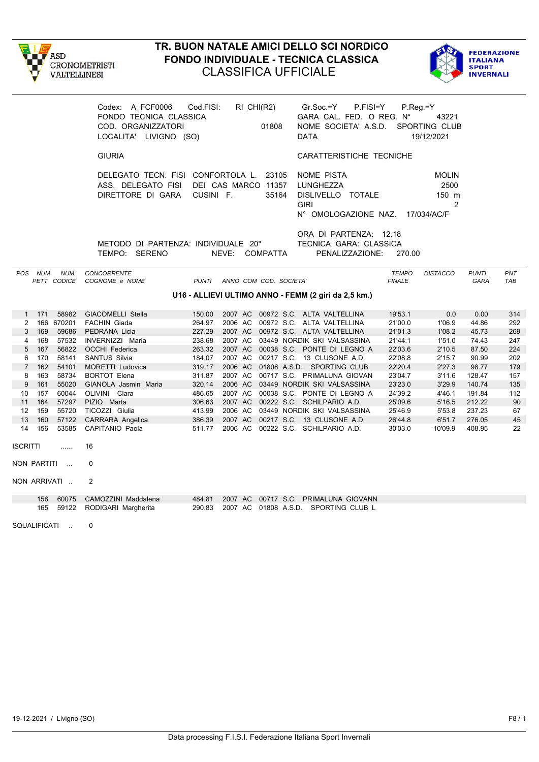# TR. BUON NATALE AMICI DELLO SCI NORDICO
## FONDO INDIVIDUALE - TECNICA CLASSICA
### CLASSIFICA UFFICIALE

Codex: A_FCF0006 Cod.FISI: RI_CHI(R2)
FONDO TECNICA CLASSICA
COD. ORGANIZZATORI 01808
LOCALITA' LIVIGNO (SO)

Gr.Soc.=Y P.FISI=Y P.Reg.=Y
GARA CAL. FED. O REG. N° 43221
NOME SOCIETA' A.S.D. SPORTING CLUB
DATA 19/12/2021

GIURIA

DELEGATO TECN. FISI CONFORTOLA L. 23105
ASS. DELEGATO FISI DEI CAS MARCO 11357
DIRETTORE DI GARA CUSINI F. 35164

CARATTERISTICHE TECNICHE

NOME PISTA MOLIN
LUNGHEZZA 2500
DISLIVELLO TOTALE 150 m
GIRI 2
N° OMOLOGAZIONE NAZ. 17/034/AC/F

METODO DI PARTENZA: INDIVIDUALE 20"
TEMPO: SERENO NEVE: COMPATTA

ORA DI PARTENZA: 12.18
TECNICA GARA: CLASSICA
PENALIZZAZIONE: 270.00

**U16 - ALLIEVI ULTIMO ANNO - FEMM (2 giri da 2,5 km.)**

| POS | NUM PETT | NUM CODICE | CONCORRENTE COGNOME e NOME | PUNTI | ANNO | COM | COD. SOCIETA' | TEMPO FINALE | DISTACCO | PUNTI GARA | PNT TAB |
|---|---|---|---|---|---|---|---|---|---|---|---|
| 1 | 171 | 58982 | GIACOMELLI Stella | 150.00 | 2007 | AC | 00972 S.C. ALTA VALTELLINA | 19'53.1 | 0.0 | 0.00 | 314 |
| 2 | 166 | 670201 | FACHIN Giada | 264.97 | 2006 | AC | 00972 S.C. ALTA VALTELLINA | 21'00.0 | 1'06.9 | 44.86 | 292 |
| 3 | 169 | 59686 | PEDRANA Licia | 227.29 | 2007 | AC | 00972 S.C. ALTA VALTELLINA | 21'01.3 | 1'08.2 | 45.73 | 269 |
| 4 | 168 | 57532 | INVERNIZZI Maria | 238.68 | 2007 | AC | 03449 NORDIK SKI VALSASSINA | 21'44.1 | 1'51.0 | 74.43 | 247 |
| 5 | 167 | 56822 | OCCHI Federica | 263.32 | 2007 | AC | 00038 S.C. PONTE DI LEGNO A | 22'03.6 | 2'10.5 | 87.50 | 224 |
| 6 | 170 | 58141 | SANTUS Silvia | 184.07 | 2007 | AC | 00217 S.C. 13 CLUSONE A.D. | 22'08.8 | 2'15.7 | 90.99 | 202 |
| 7 | 162 | 54101 | MORETTI Ludovica | 319.17 | 2006 | AC | 01808 A.S.D. SPORTING CLUB | 22'20.4 | 2'27.3 | 98.77 | 179 |
| 8 | 163 | 58734 | BORTOT Elena | 311.87 | 2007 | AC | 00717 S.C. PRIMALUNA GIOVAN | 23'04.7 | 3'11.6 | 128.47 | 157 |
| 9 | 161 | 55020 | GIANOLA Jasmin Maria | 320.14 | 2006 | AC | 03449 NORDIK SKI VALSASSINA | 23'23.0 | 3'29.9 | 140.74 | 135 |
| 10 | 157 | 60044 | OLIVINI Clara | 486.65 | 2007 | AC | 00038 S.C. PONTE DI LEGNO A | 24'39.2 | 4'46.1 | 191.84 | 112 |
| 11 | 164 | 57297 | PIZIO Marta | 306.63 | 2007 | AC | 00222 S.C. SCHILPARIO A.D. | 25'09.6 | 5'16.5 | 212.22 | 90 |
| 12 | 159 | 55720 | TICOZZI Giulia | 413.99 | 2006 | AC | 03449 NORDIK SKI VALSASSINA | 25'46.9 | 5'53.8 | 237.23 | 67 |
| 13 | 160 | 57122 | CARRARA Angelica | 386.39 | 2007 | AC | 00217 S.C. 13 CLUSONE A.D. | 26'44.8 | 6'51.7 | 276.05 | 45 |
| 14 | 156 | 53585 | CAPITANIO Paola | 511.77 | 2006 | AC | 00222 S.C. SCHILPARIO A.D. | 30'03.0 | 10'09.9 | 408.95 | 22 |

ISCRITTI ...... 16

NON PARTITI ... 0

NON ARRIVATI .. 2

| NUM PETT | NUM CODICE | CONCORRENTE | PUNTI | ANNO | COM | COD. SOCIETA' |
|---|---|---|---|---|---|---|
| 158 | 60075 | CAMOZZINI Maddalena | 484.81 | 2007 | AC | 00717 S.C. PRIMALUNA GIOVANN |
| 165 | 59122 | RODIGARI Margherita | 290.83 | 2007 | AC | 01808 A.S.D. SPORTING CLUB L |

SQUALIFICATI .. 0

19-12-2021 / Livigno (SO)

Data processing F.I.S.I. Federazione Italiana Sport Invernali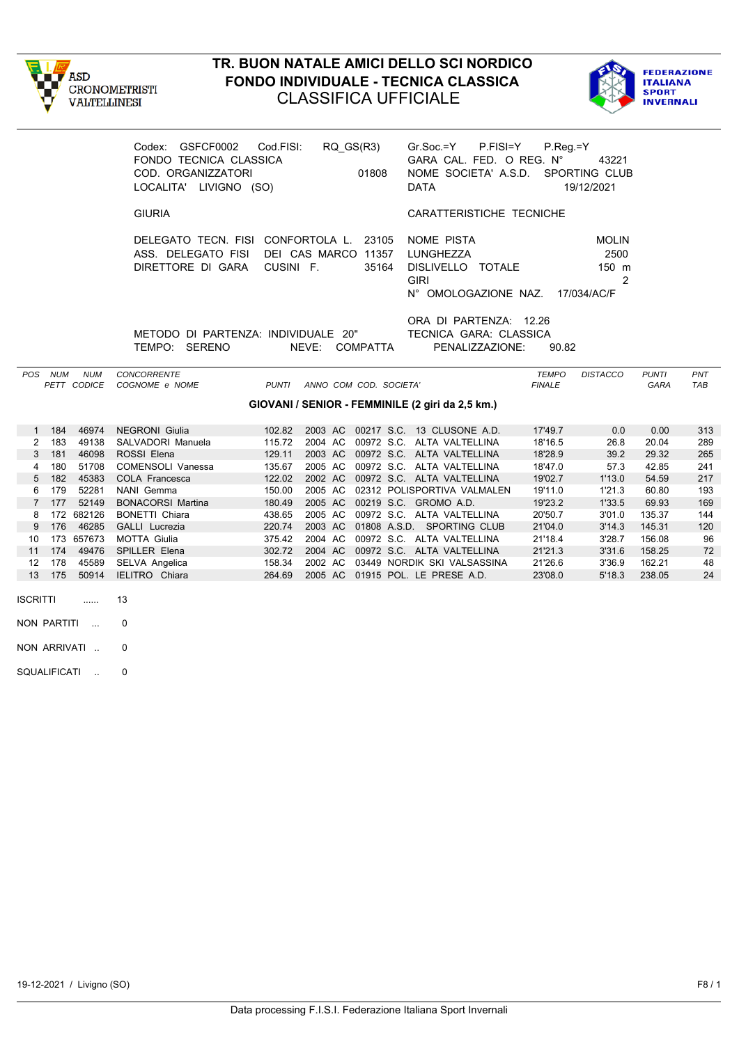ASD CRONOMETRISTI VALTELLINESI

# TR. BUON NATALE AMICI DELLO SCI NORDICO
## FONDO INDIVIDUALE - TECNICA CLASSICA
## CLASSIFICA UFFICIALE

FEDERAZIONE ITALIANA SPORT INVERNALI

Codex: GSFCF0002 Cod.FISI: RQ_GS(R3)
FONDO TECNICA CLASSICA
COD. ORGANIZZATORI 01808
LOCALITA' LIVIGNO (SO)

Gr.Soc.=Y P.FISI=Y P.Reg.=Y
GARA CAL. FED. O REG. N° 43221
NOME SOCIETA' A.S.D. SPORTING CLUB
DATA 19/12/2021

GIURIA

DELEGATO TECN. FISI CONFORTOLA L. 23105
ASS. DELEGATO FISI DEI CAS MARCO 11357
DIRETTORE DI GARA CUSINI F. 35164

CARATTERISTICHE TECNICHE

NOME PISTA MOLIN
LUNGHEZZA 2500
DISLIVELLO TOTALE 150 m
GIRI 2
N° OMOLOGAZIONE NAZ. 17/034/AC/F

METODO DI PARTENZA: INDIVIDUALE 20"
TEMPO: SERENO NEVE: COMPATTA

ORA DI PARTENZA: 12.26
TECNICA GARA: CLASSICA
PENALIZZAZIONE: 90.82

### GIOVANI / SENIOR - FEMMINILE (2 giri da 2,5 km.)

| POS | NUM PETT | NUM CODICE | CONCORRENTE COGNOME e NOME | PUNTI | ANNO | COM | COD. | SOCIETA' | TEMPO FINALE | DISTACCO | PUNTI GARA | PNT TAB |
|---|---|---|---|---|---|---|---|---|---|---|---|---|
| 1 | 184 | 46974 | NEGRONI Giulia | 102.82 | 2003 | AC | 00217 | S.C. 13 CLUSONE A.D. | 17'49.7 | 0.0 | 0.00 | 313 |
| 2 | 183 | 49138 | SALVADORI Manuela | 115.72 | 2004 | AC | 00972 | S.C. ALTA VALTELLINA | 18'16.5 | 26.8 | 20.04 | 289 |
| 3 | 181 | 46098 | ROSSI Elena | 129.11 | 2003 | AC | 00972 | S.C. ALTA VALTELLINA | 18'28.9 | 39.2 | 29.32 | 265 |
| 4 | 180 | 51708 | COMENSOLI Vanessa | 135.67 | 2005 | AC | 00972 | S.C. ALTA VALTELLINA | 18'47.0 | 57.3 | 42.85 | 241 |
| 5 | 182 | 45383 | COLA Francesca | 122.02 | 2002 | AC | 00972 | S.C. ALTA VALTELLINA | 19'02.7 | 1'13.0 | 54.59 | 217 |
| 6 | 179 | 52281 | NANI Gemma | 150.00 | 2005 | AC | 02312 | POLISPORTIVA VALMALEN | 19'11.0 | 1'21.3 | 60.80 | 193 |
| 7 | 177 | 52149 | BONACORSI Martina | 180.49 | 2005 | AC | 00219 | S.C. GROMO A.D. | 19'23.2 | 1'33.5 | 69.93 | 169 |
| 8 | 172 | 682126 | BONETTI Chiara | 438.65 | 2005 | AC | 00972 | S.C. ALTA VALTELLINA | 20'50.7 | 3'01.0 | 135.37 | 144 |
| 9 | 176 | 46285 | GALLI Lucrezia | 220.74 | 2003 | AC | 01808 | A.S.D. SPORTING CLUB | 21'04.0 | 3'14.3 | 145.31 | 120 |
| 10 | 173 | 657673 | MOTTA Giulia | 375.42 | 2004 | AC | 00972 | S.C. ALTA VALTELLINA | 21'18.4 | 3'28.7 | 156.08 | 96 |
| 11 | 174 | 49476 | SPILLER Elena | 302.72 | 2004 | AC | 00972 | S.C. ALTA VALTELLINA | 21'21.3 | 3'31.6 | 158.25 | 72 |
| 12 | 178 | 45589 | SELVA Angelica | 158.34 | 2002 | AC | 03449 | NORDIK SKI VALSASSINA | 21'26.6 | 3'36.9 | 162.21 | 48 |
| 13 | 175 | 50914 | IELITRO Chiara | 264.69 | 2005 | AC | 01915 | POL. LE PRESE A.D. | 23'08.0 | 5'18.3 | 238.05 | 24 |

ISCRITTI ...... 13

NON PARTITI ... 0

NON ARRIVATI .. 0

SQUALIFICATI .. 0

19-12-2021 / Livigno (SO)

Data processing F.I.S.I. Federazione Italiana Sport Invernali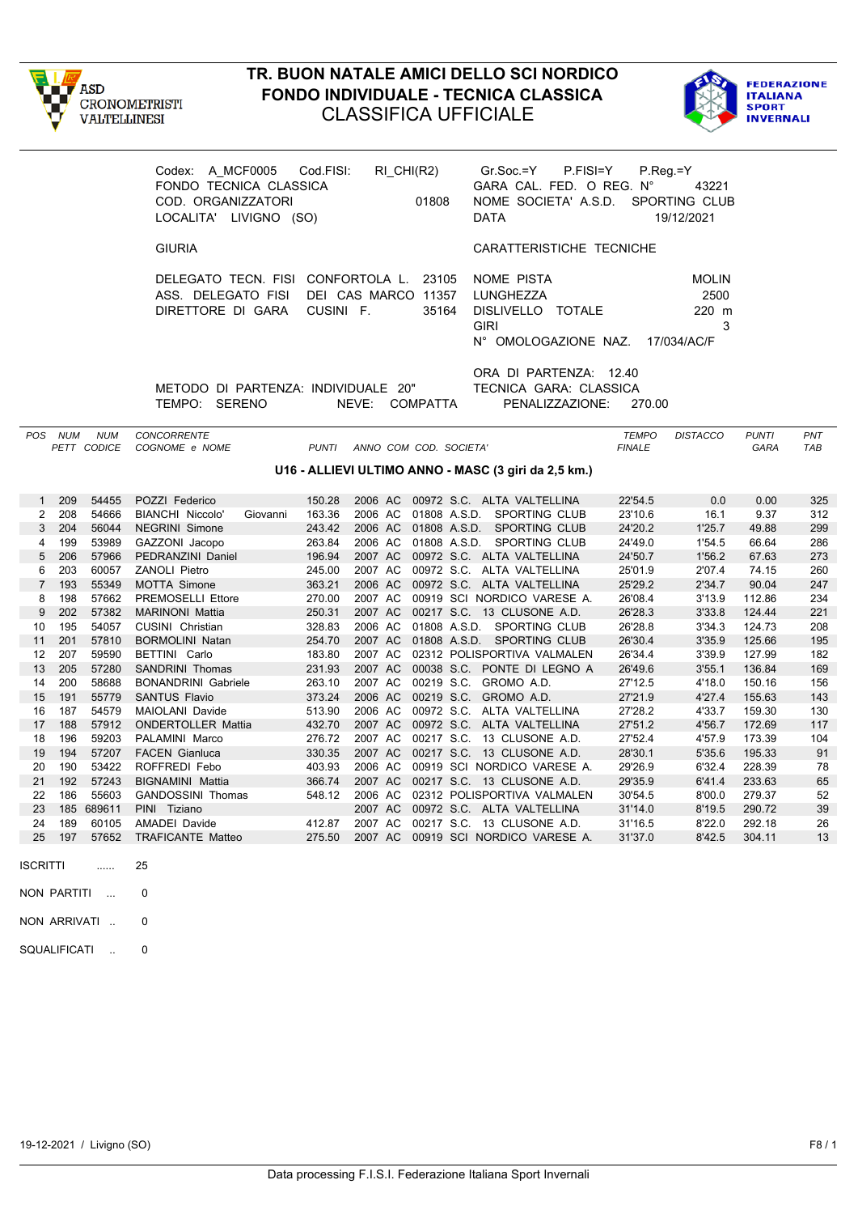# TR. BUON NATALE AMICI DELLO SCI NORDICO
## FONDO INDIVIDUALE - TECNICA CLASSICA
### CLASSIFICA UFFICIALE

ASD CRONOMETRISTI VALTELLINESI

FEDERAZIONE ITALIANA SPORT INVERNALI

Codex: A_MCF0005 Cod.FISI: RI_CHI(R2)
FONDO TECNICA CLASSICA
COD. ORGANIZZATORI 01808
LOCALITA' LIVIGNO (SO)

Gr.Soc.=Y P.FISI=Y P.Reg.=Y
GARA CAL. FED. O REG. N° 43221
NOME SOCIETA' A.S.D. SPORTING CLUB
DATA 19/12/2021

GIURIA

DELEGATO TECN. FISI CONFORTOLA L. 23105
ASS. DELEGATO FISI DEI CAS MARCO 11357
DIRETTORE DI GARA CUSINI F. 35164

CARATTERISTICHE TECNICHE

NOME PISTA MOLIN
LUNGHEZZA 2500
DISLIVELLO TOTALE 220 m
GIRI 3
N° OMOLOGAZIONE NAZ. 17/034/AC/F

METODO DI PARTENZA: INDIVIDUALE 20"
TEMPO: SERENO NEVE: COMPATTA

ORA DI PARTENZA: 12.40
TECNICA GARA: CLASSICA
PENALIZZAZIONE: 270.00

**U16 - ALLIEVI ULTIMO ANNO - MASC (3 giri da 2,5 km.)**

| POS | NUM PETT | NUM CODICE | CONCORRENTE COGNOME e NOME | PUNTI | ANNO | COM | COD. | SOCIETA' | TEMPO FINALE | DISTACCO | PUNTI GARA | PNT TAB |
|---|---|---|---|---|---|---|---|---|---|---|---|---|
| 1 | 209 | 54455 | POZZI Federico | 150.28 | 2006 | AC | 00972 | S.C. ALTA VALTELLINA | 22'54.5 | 0.0 | 0.00 | 325 |
| 2 | 208 | 54666 | BIANCHI Niccolo' Giovanni | 163.36 | 2006 | AC | 01808 | A.S.D. SPORTING CLUB | 23'10.6 | 16.1 | 9.37 | 312 |
| 3 | 204 | 56044 | NEGRINI Simone | 243.42 | 2006 | AC | 01808 | A.S.D. SPORTING CLUB | 24'20.2 | 1'25.7 | 49.88 | 299 |
| 4 | 199 | 53989 | GAZZONI Jacopo | 263.84 | 2006 | AC | 01808 | A.S.D. SPORTING CLUB | 24'49.0 | 1'54.5 | 66.64 | 286 |
| 5 | 206 | 57966 | PEDRANZINI Daniel | 196.94 | 2007 | AC | 00972 | S.C. ALTA VALTELLINA | 24'50.7 | 1'56.2 | 67.63 | 273 |
| 6 | 203 | 60057 | ZANOLI Pietro | 245.00 | 2007 | AC | 00972 | S.C. ALTA VALTELLINA | 25'01.9 | 2'07.4 | 74.15 | 260 |
| 7 | 193 | 55349 | MOTTA Simone | 363.21 | 2006 | AC | 00972 | S.C. ALTA VALTELLINA | 25'29.2 | 2'34.7 | 90.04 | 247 |
| 8 | 198 | 57662 | PREMOSELLI Ettore | 270.00 | 2007 | AC | 00919 | SCI NORDICO VARESE A. | 26'08.4 | 3'13.9 | 112.86 | 234 |
| 9 | 202 | 57382 | MARINONI Mattia | 250.31 | 2007 | AC | 00217 | S.C. 13 CLUSONE A.D. | 26'28.3 | 3'33.8 | 124.44 | 221 |
| 10 | 195 | 54057 | CUSINI Christian | 328.83 | 2006 | AC | 01808 | A.S.D. SPORTING CLUB | 26'28.8 | 3'34.3 | 124.73 | 208 |
| 11 | 201 | 57810 | BORMOLINI Natan | 254.70 | 2007 | AC | 01808 | A.S.D. SPORTING CLUB | 26'30.4 | 3'35.9 | 125.66 | 195 |
| 12 | 207 | 59590 | BETTINI Carlo | 183.80 | 2007 | AC | 02312 | POLISPORTIVA VALMALEN | 26'34.4 | 3'39.9 | 127.99 | 182 |
| 13 | 205 | 57280 | SANDRINI Thomas | 231.93 | 2007 | AC | 00038 | S.C. PONTE DI LEGNO A | 26'49.6 | 3'55.1 | 136.84 | 169 |
| 14 | 200 | 58688 | BONANDRINI Gabriele | 263.10 | 2007 | AC | 00219 | S.C. GROMO A.D. | 27'12.5 | 4'18.0 | 150.16 | 156 |
| 15 | 191 | 55779 | SANTUS Flavio | 373.24 | 2006 | AC | 00219 | S.C. GROMO A.D. | 27'21.9 | 4'27.4 | 155.63 | 143 |
| 16 | 187 | 54579 | MAIOLANI Davide | 513.90 | 2006 | AC | 00972 | S.C. ALTA VALTELLINA | 27'28.2 | 4'33.7 | 159.30 | 130 |
| 17 | 188 | 57912 | ONDERTOLLER Mattia | 432.70 | 2007 | AC | 00972 | S.C. ALTA VALTELLINA | 27'51.2 | 4'56.7 | 172.69 | 117 |
| 18 | 196 | 59203 | PALAMINI Marco | 276.72 | 2007 | AC | 00217 | S.C. 13 CLUSONE A.D. | 27'52.4 | 4'57.9 | 173.39 | 104 |
| 19 | 194 | 57207 | FACEN Gianluca | 330.35 | 2007 | AC | 00217 | S.C. 13 CLUSONE A.D. | 28'30.1 | 5'35.6 | 195.33 | 91 |
| 20 | 190 | 53422 | ROFFREDI Febo | 403.93 | 2006 | AC | 00919 | SCI NORDICO VARESE A. | 29'26.9 | 6'32.4 | 228.39 | 78 |
| 21 | 192 | 57243 | BIGNAMINI Mattia | 366.74 | 2007 | AC | 00217 | S.C. 13 CLUSONE A.D. | 29'35.9 | 6'41.4 | 233.63 | 65 |
| 22 | 186 | 55603 | GANDOSSINI Thomas | 548.12 | 2006 | AC | 02312 | POLISPORTIVA VALMALEN | 30'54.5 | 8'00.0 | 279.37 | 52 |
| 23 | 185 | 689611 | PINI Tiziano | | 2007 | AC | 00972 | S.C. ALTA VALTELLINA | 31'14.0 | 8'19.5 | 290.72 | 39 |
| 24 | 189 | 60105 | AMADEI Davide | 412.87 | 2007 | AC | 00217 | S.C. 13 CLUSONE A.D. | 31'16.5 | 8'22.0 | 292.18 | 26 |
| 25 | 197 | 57652 | TRAFICANTE Matteo | 275.50 | 2007 | AC | 00919 | SCI NORDICO VARESE A. | 31'37.0 | 8'42.5 | 304.11 | 13 |

ISCRITTI ...... 25

NON PARTITI ... 0

NON ARRIVATI .. 0

SQUALIFICATI .. 0

19-12-2021 / Livigno (SO)

Data processing F.I.S.I. Federazione Italiana Sport Invernali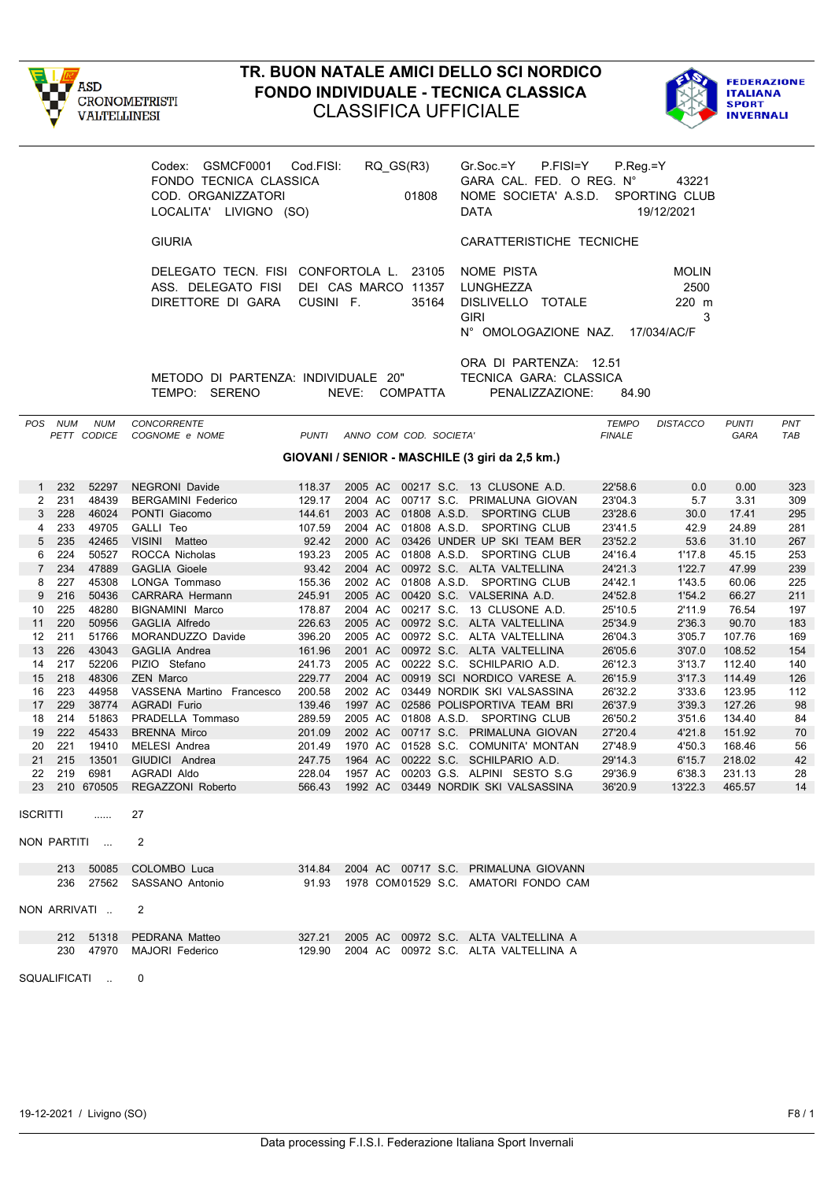# TR. BUON NATALE AMICI DELLO SCI NORDICO
## FONDO INDIVIDUALE - TECNICA CLASSICA
### CLASSIFICA UFFICIALE

ASD CRONOMETRISTI VALTELLINESI

FEDERAZIONE ITALIANA SPORT INVERNALI

| | | | | | |
|---|---|---|---|---|---|
| Codex: GSMCF0001 | Cod.FISI: | RQ_GS(R3) | Gr.Soc.=Y P.FISI=Y | P.Reg.=Y | |
| FONDO TECNICA CLASSICA | | | GARA CAL. FED. O REG. N° | 43221 | |
| COD. ORGANIZZATORI | | 01808 | NOME SOCIETA' A.S.D. | SPORTING CLUB | |
| LOCALITA' LIVIGNO (SO) | | | DATA | 19/12/2021 | |

| GIURIA | | | CARATTERISTICHE TECNICHE | |
|---|---|---|---|---|
| DELEGATO TECN. FISI | CONFORTOLA L. | 23105 | NOME PISTA | MOLIN |
| ASS. DELEGATO FISI | DEI CAS MARCO | 11357 | LUNGHEZZA | 2500 |
| DIRETTORE DI GARA | CUSINI F. | 35164 | DISLIVELLO TOTALE | 220 m |
| | | | GIRI | 3 |
| | | | N° OMOLOGAZIONE NAZ. | 17/034/AC/F |

ORA DI PARTENZA: 12.51

METODO DI PARTENZA: INDIVIDUALE 20" — TECNICA GARA: CLASSICA

TEMPO: SERENO — NEVE: COMPATTA — PENALIZZAZIONE: 84.90

### GIOVANI / SENIOR - MASCHILE (3 giri da 2,5 km.)

| POS | NUM PETT | NUM CODICE | CONCORRENTE COGNOME e NOME | PUNTI | ANNO | COM | COD. | SOCIETA' | TEMPO FINALE | DISTACCO | PUNTI GARA | PNT TAB |
|---|---|---|---|---|---|---|---|---|---|---|---|---|
| 1 | 232 | 52297 | NEGRONI Davide | 118.37 | 2005 | AC | 00217 | S.C. 13 CLUSONE A.D. | 22'58.6 | 0.0 | 0.00 | 323 |
| 2 | 231 | 48439 | BERGAMINI Federico | 129.17 | 2004 | AC | 00717 | S.C. PRIMALUNA GIOVAN | 23'04.3 | 5.7 | 3.31 | 309 |
| 3 | 228 | 46024 | PONTI Giacomo | 144.61 | 2003 | AC | 01808 | A.S.D. SPORTING CLUB | 23'28.6 | 30.0 | 17.41 | 295 |
| 4 | 233 | 49705 | GALLI Teo | 107.59 | 2004 | AC | 01808 | A.S.D. SPORTING CLUB | 23'41.5 | 42.9 | 24.89 | 281 |
| 5 | 235 | 42465 | VISINI Matteo | 92.42 | 2000 | AC | 03426 | UNDER UP SKI TEAM BER | 23'52.2 | 53.6 | 31.10 | 267 |
| 6 | 224 | 50527 | ROCCA Nicholas | 193.23 | 2005 | AC | 01808 | A.S.D. SPORTING CLUB | 24'16.4 | 1'17.8 | 45.15 | 253 |
| 7 | 234 | 47889 | GAGLIA Gioele | 93.42 | 2004 | AC | 00972 | S.C. ALTA VALTELLINA | 24'21.3 | 1'22.7 | 47.99 | 239 |
| 8 | 227 | 45308 | LONGA Tommaso | 155.36 | 2002 | AC | 01808 | A.S.D. SPORTING CLUB | 24'42.1 | 1'43.5 | 60.06 | 225 |
| 9 | 216 | 50436 | CARRARA Hermann | 245.91 | 2005 | AC | 00420 | S.C. VALSERINA A.D. | 24'52.8 | 1'54.2 | 66.27 | 211 |
| 10 | 225 | 48280 | BIGNAMINI Marco | 178.87 | 2004 | AC | 00217 | S.C. 13 CLUSONE A.D. | 25'10.5 | 2'11.9 | 76.54 | 197 |
| 11 | 220 | 50956 | GAGLIA Alfredo | 226.63 | 2005 | AC | 00972 | S.C. ALTA VALTELLINA | 25'34.9 | 2'36.3 | 90.70 | 183 |
| 12 | 211 | 51766 | MORANDUZZO Davide | 396.20 | 2005 | AC | 00972 | S.C. ALTA VALTELLINA | 26'04.3 | 3'05.7 | 107.76 | 169 |
| 13 | 226 | 43043 | GAGLIA Andrea | 161.96 | 2001 | AC | 00972 | S.C. ALTA VALTELLINA | 26'05.6 | 3'07.0 | 108.52 | 154 |
| 14 | 217 | 52206 | PIZIO Stefano | 241.73 | 2005 | AC | 00222 | S.C. SCHILPARIO A.D. | 26'12.3 | 3'13.7 | 112.40 | 140 |
| 15 | 218 | 48306 | ZEN Marco | 229.77 | 2004 | AC | 00919 | SCI NORDICO VARESE A. | 26'15.9 | 3'17.3 | 114.49 | 126 |
| 16 | 223 | 44958 | VASSENA Martino Francesco | 200.58 | 2002 | AC | 03449 | NORDIK SKI VALSASSINA | 26'32.2 | 3'33.6 | 123.95 | 112 |
| 17 | 229 | 38774 | AGRADI Furio | 139.46 | 1997 | AC | 02586 | POLISPORTIVA TEAM BRI | 26'37.9 | 3'39.3 | 127.26 | 98 |
| 18 | 214 | 51863 | PRADELLA Tommaso | 289.59 | 2005 | AC | 01808 | A.S.D. SPORTING CLUB | 26'50.2 | 3'51.6 | 134.40 | 84 |
| 19 | 222 | 45433 | BRENNA Mirco | 201.09 | 2002 | AC | 00717 | S.C. PRIMALUNA GIOVAN | 27'20.4 | 4'21.8 | 151.92 | 70 |
| 20 | 221 | 19410 | MELESI Andrea | 201.49 | 1970 | AC | 01528 | S.C. COMUNITA' MONTAN | 27'48.9 | 4'50.3 | 168.46 | 56 |
| 21 | 215 | 13501 | GIUDICI Andrea | 247.75 | 1964 | AC | 00222 | S.C. SCHILPARIO A.D. | 29'14.3 | 6'15.7 | 218.02 | 42 |
| 22 | 219 | 6981 | AGRADI Aldo | 228.04 | 1957 | AC | 00203 | G.S. ALPINI SESTO S.G | 29'36.9 | 6'38.3 | 231.13 | 28 |
| 23 | 210 | 670505 | REGAZZONI Roberto | 566.43 | 1992 | AC | 03449 | NORDIK SKI VALSASSINA | 36'20.9 | 13'22.3 | 465.57 | 14 |

ISCRITTI ...... 27

NON PARTITI ... 2

| NUM PETT | NUM CODICE | COGNOME e NOME | PUNTI | ANNO | COM | COD. | SOCIETA' |
|---|---|---|---|---|---|---|---|
| 213 | 50085 | COLOMBO Luca | 314.84 | 2004 | AC | 00717 | S.C. PRIMALUNA GIOVANN |
| 236 | 27562 | SASSANO Antonio | 91.93 | 1978 | COM | 01529 | S.C. AMATORI FONDO CAM |

NON ARRIVATI .. 2

| NUM PETT | NUM CODICE | COGNOME e NOME | PUNTI | ANNO | COM | COD. | SOCIETA' |
|---|---|---|---|---|---|---|---|
| 212 | 51318 | PEDRANA Matteo | 327.21 | 2005 | AC | 00972 | S.C. ALTA VALTELLINA A |
| 230 | 47970 | MAJORI Federico | 129.90 | 2004 | AC | 00972 | S.C. ALTA VALTELLINA A |

SQUALIFICATI .. 0

19-12-2021 / Livigno (SO)

Data processing F.I.S.I. Federazione Italiana Sport Invernali